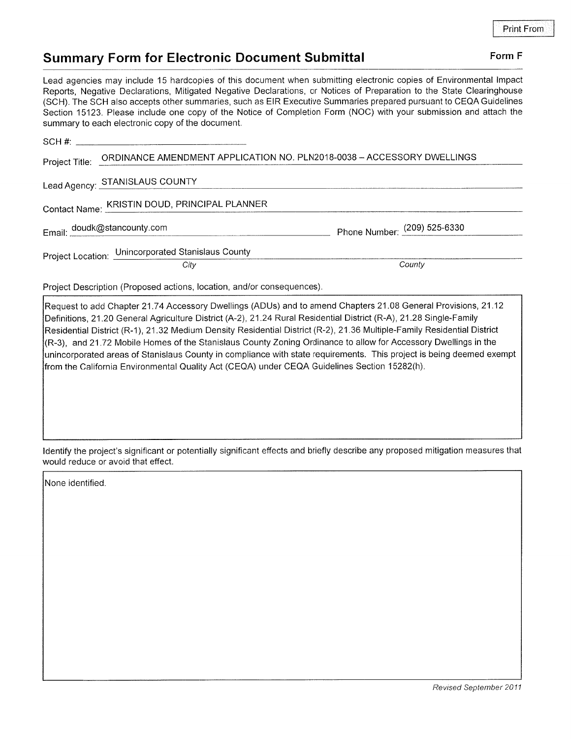Print From

# Summary Form for Electronic Document Submittal

**Form F**

Lead agencies may include 15 hardcopies of this document when submitting electronic copies of Environmental Impact Reports, Negative Declarations, Mitigated Negative Declarations, or Notices of Preparation to the State Clearinghouse (SCH). The SCH also accepts other summaries, such as EIR Executive Summaries prepared pursuant to CEQA Guidelines Section 15123. Please include one copy of the Notice of Completion Form (NOC) with your submission and attach the summary to each electronic copy of the document.

SCH #: ______________________

Project Title: ORDINANCE AMENDMENT APPLICATION NO. PLN2018-0038 – ACCESSORY DWELLINGS

Lead Agency: STANISLAUS COUNTY

Contact Name: KRISTIN DOUD, PRINCIPAL PLANNER

Email: doudk@stancounty.com

Phone Number: (209) 525-6330

Project Location: Unincorporated Stanislaus County

*City* *County*

Project Description (Proposed actions, location, and/or consequences).

Request to add Chapter 21.74 Accessory Dwellings (ADUs) and to amend Chapters 21.08 General Provisions, 21.12 Definitions, 21.20 General Agriculture District (A-2), 21.24 Rural Residential District (R-A), 21.28 Single-Family Residential District (R-1), 21.32 Medium Density Residential District (R-2), 21.36 Multiple-Family Residential District (R-3), and 21.72 Mobile Homes of the Stanislaus County Zoning Ordinance to allow for Accessory Dwellings in the unincorporated areas of Stanislaus County in compliance with state requirements. This project is being deemed exempt from the California Environmental Quality Act (CEQA) under CEQA Guidelines Section 15282(h).

Identify the project's significant or potentially significant effects and briefly describe any proposed mitigation measures that would reduce or avoid that effect.

None identified.

*Revised September 2011*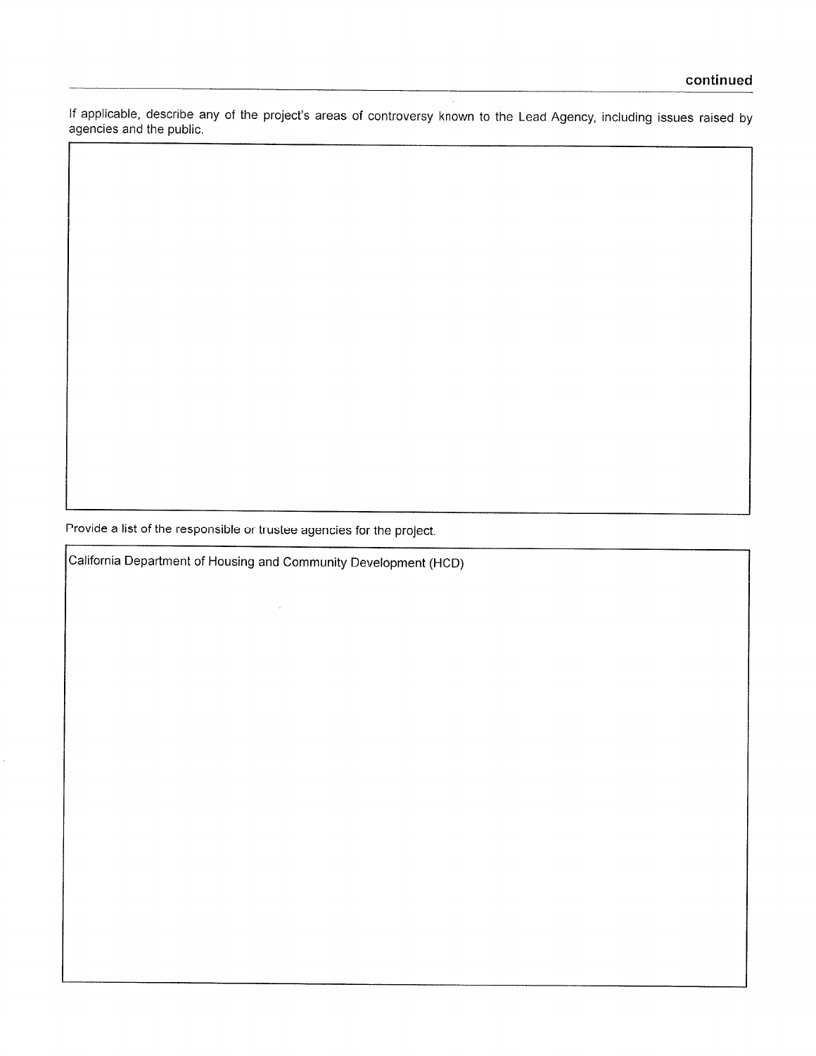**continued**

If applicable, describe any of the project's areas of controversy known to the Lead Agency, including issues raised by agencies and the public.

| |
|---|
| |

Provide a list of the responsible or trustee agencies for the project.

| |
|---|
| California Department of Housing and Community Development (HCD) |